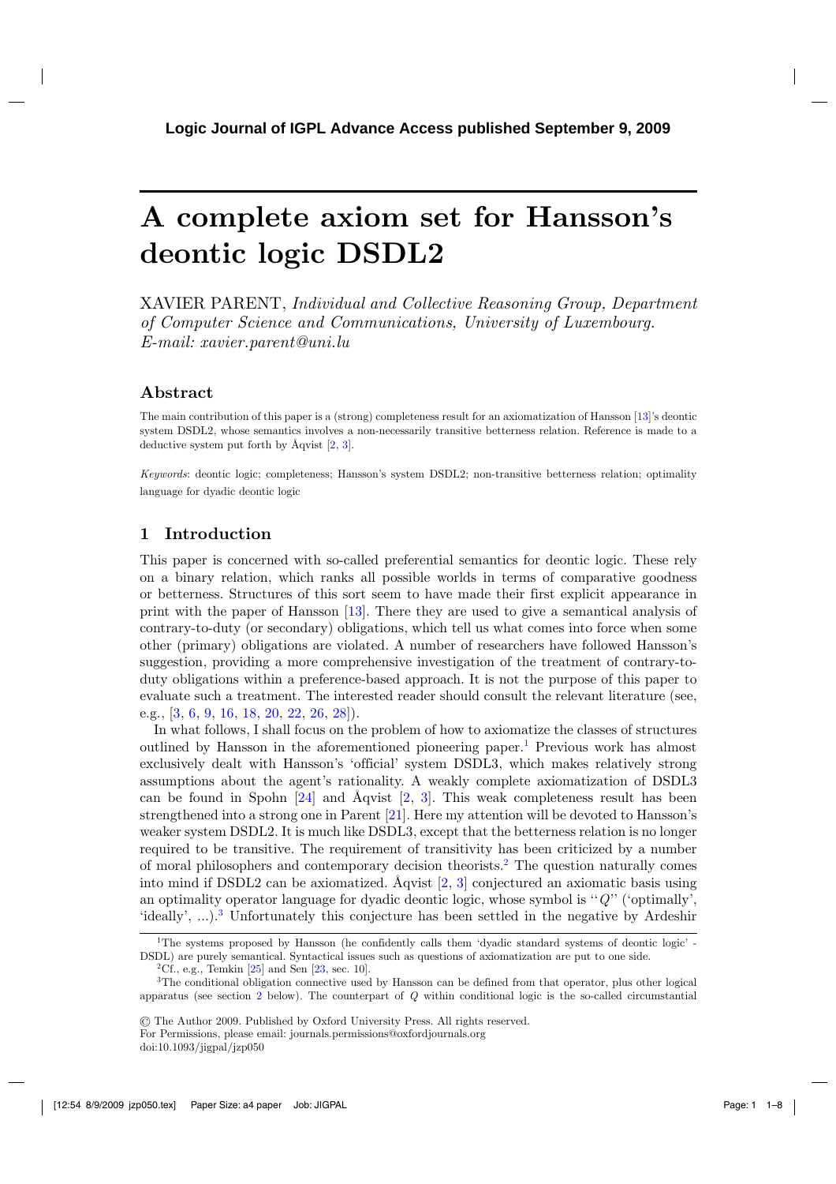# A complete axiom set for Hansson's deontic logic DSDL2

XAVIER PARENT, *Individual and Collective Reasoning Group, Department of Computer Science and Communications, University of Luxembourg. E-mail: xavier.parent@uni.lu*

## Abstract

The main contribution of this paper is a (strong) completeness result for an axiomatization of Hansson [13]'s deontic system DSDL2, whose semantics involves a non-necessarily transitive betterness relation. Reference is made to a deductive system put forth by Åqvist [2, 3].

*Keywords*: deontic logic; completeness; Hansson's system DSDL2; non-transitive betterness relation; optimality language for dyadic deontic logic

## 1 Introduction

This paper is concerned with so-called preferential semantics for deontic logic. These rely on a binary relation, which ranks all possible worlds in terms of comparative goodness or betterness. Structures of this sort seem to have made their first explicit appearance in print with the paper of Hansson [13]. There they are used to give a semantical analysis of contrary-to-duty (or secondary) obligations, which tell us what comes into force when some other (primary) obligations are violated. A number of researchers have followed Hansson's suggestion, providing a more comprehensive investigation of the treatment of contrary-to-duty obligations within a preference-based approach. It is not the purpose of this paper to evaluate such a treatment. The interested reader should consult the relevant literature (see, e.g., [3, 6, 9, 16, 18, 20, 22, 26, 28]).

In what follows, I shall focus on the problem of how to axiomatize the classes of structures outlined by Hansson in the aforementioned pioneering paper.[1] Previous work has almost exclusively dealt with Hansson's 'official' system DSDL3, which makes relatively strong assumptions about the agent's rationality. A weakly complete axiomatization of DSDL3 can be found in Spohn [24] and Åqvist [2, 3]. This weak completeness result has been strengthened into a strong one in Parent [21]. Here my attention will be devoted to Hansson's weaker system DSDL2. It is much like DSDL3, except that the betterness relation is no longer required to be transitive. The requirement of transitivity has been criticized by a number of moral philosophers and contemporary decision theorists.[2] The question naturally comes into mind if DSDL2 can be axiomatized. Åqvist [2, 3] conjectured an axiomatic basis using an optimality operator language for dyadic deontic logic, whose symbol is "$Q$" ('optimally', 'ideally', ...).[3] Unfortunately this conjecture has been settled in the negative by Ardeshir

[1] The systems proposed by Hansson (he confidently calls them 'dyadic standard systems of deontic logic' - DSDL) are purely semantical. Syntactical issues such as questions of axiomatization are put to one side.

[2] Cf., e.g., Temkin [25] and Sen [23, sec. 10].

[3] The conditional obligation connective used by Hansson can be defined from that operator, plus other logical apparatus (see section 2 below). The counterpart of $Q$ within conditional logic is the so-called circumstantial

© The Author 2009. Published by Oxford University Press. All rights reserved.
For Permissions, please email: journals.permissions@oxfordjournals.org
doi:10.1093/jigpal/jzp050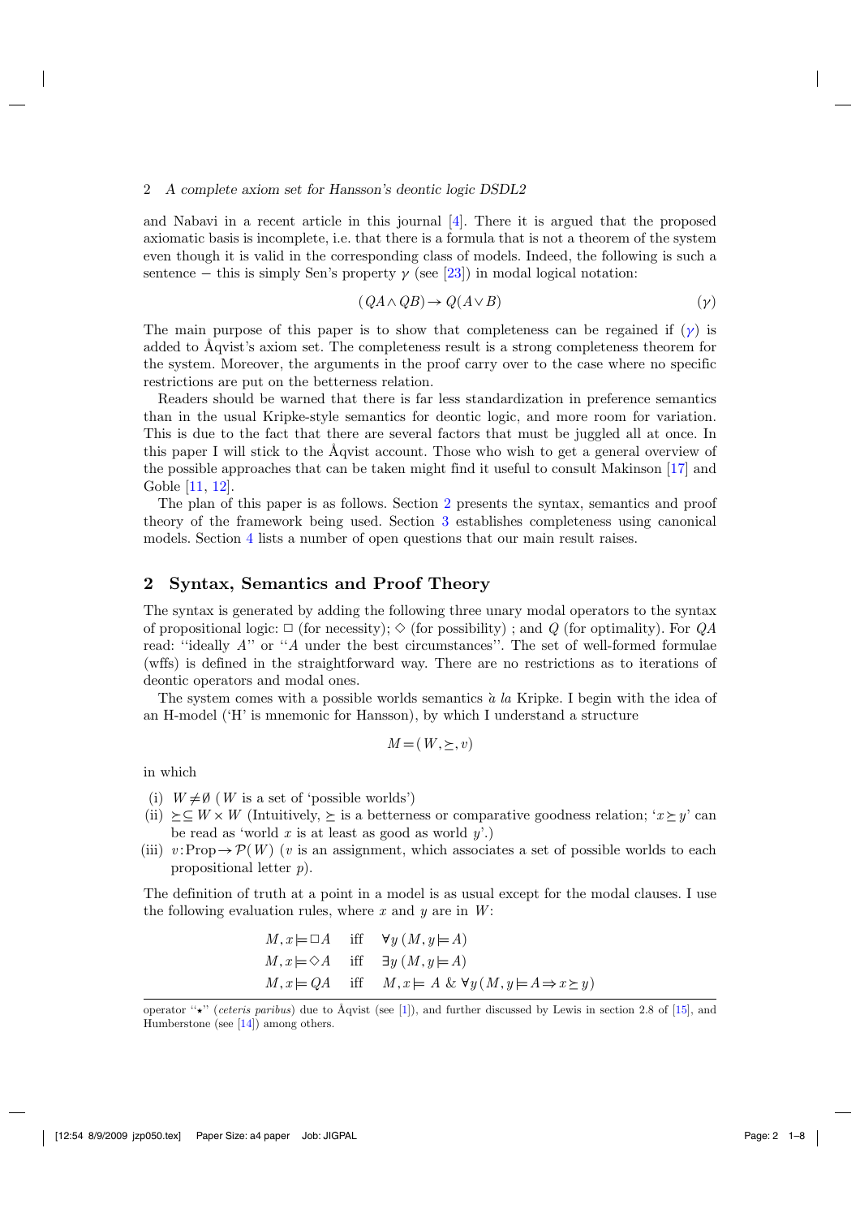and Nabavi in a recent article in this journal [4]. There it is argued that the proposed axiomatic basis is incomplete, i.e. that there is a formula that is not a theorem of the system even though it is valid in the corresponding class of models. Indeed, the following is such a sentence − this is simply Sen's property $\gamma$ (see [23]) in modal logical notation:

$$(QA \wedge QB) \rightarrow Q(A \vee B) \tag{$\gamma$}$$

The main purpose of this paper is to show that completeness can be regained if ($\gamma$) is added to Åqvist's axiom set. The completeness result is a strong completeness theorem for the system. Moreover, the arguments in the proof carry over to the case where no specific restrictions are put on the betterness relation.

Readers should be warned that there is far less standardization in preference semantics than in the usual Kripke-style semantics for deontic logic, and more room for variation. This is due to the fact that there are several factors that must be juggled all at once. In this paper I will stick to the Åqvist account. Those who wish to get a general overview of the possible approaches that can be taken might find it useful to consult Makinson [17] and Goble [11, 12].

The plan of this paper is as follows. Section 2 presents the syntax, semantics and proof theory of the framework being used. Section 3 establishes completeness using canonical models. Section 4 lists a number of open questions that our main result raises.

## 2 Syntax, Semantics and Proof Theory

The syntax is generated by adding the following three unary modal operators to the syntax of propositional logic: $\Box$ (for necessity); $\Diamond$ (for possibility) ; and $Q$ (for optimality). For $QA$ read: "ideally $A$" or "$A$ under the best circumstances". The set of well-formed formulae (wffs) is defined in the straightforward way. There are no restrictions as to iterations of deontic operators and modal ones.

The system comes with a possible worlds semantics *à la* Kripke. I begin with the idea of an H-model ('H' is mnemonic for Hansson), by which I understand a structure

$$M = (W, \succeq, v)$$

in which

- (i) $W \neq \emptyset$ ($W$ is a set of 'possible worlds')
- (ii) $\succeq \subseteq W \times W$ (Intuitively, $\succeq$ is a betterness or comparative goodness relation; '$x \succeq y$' can be read as 'world $x$ is at least as good as world $y$'.)
- (iii) $v : \text{Prop} \rightarrow \mathcal{P}(W)$ ($v$ is an assignment, which associates a set of possible worlds to each propositional letter $p$).

The definition of truth at a point in a model is as usual except for the modal clauses. I use the following evaluation rules, where $x$ and $y$ are in $W$:

$$M, x \models \Box A \quad \text{iff} \quad \forall y \, (M, y \models A)$$

$$M, x \models \Diamond A \quad \text{iff} \quad \exists y \, (M, y \models A)$$

$$M, x \models QA \quad \text{iff} \quad M, x \models A \ \& \ \forall y \, (M, y \models A \Rightarrow x \succeq y)$$

operator "$\star$" (*ceteris paribus*) due to Åqvist (see [1]), and further discussed by Lewis in section 2.8 of [15], and Humberstone (see [14]) among others.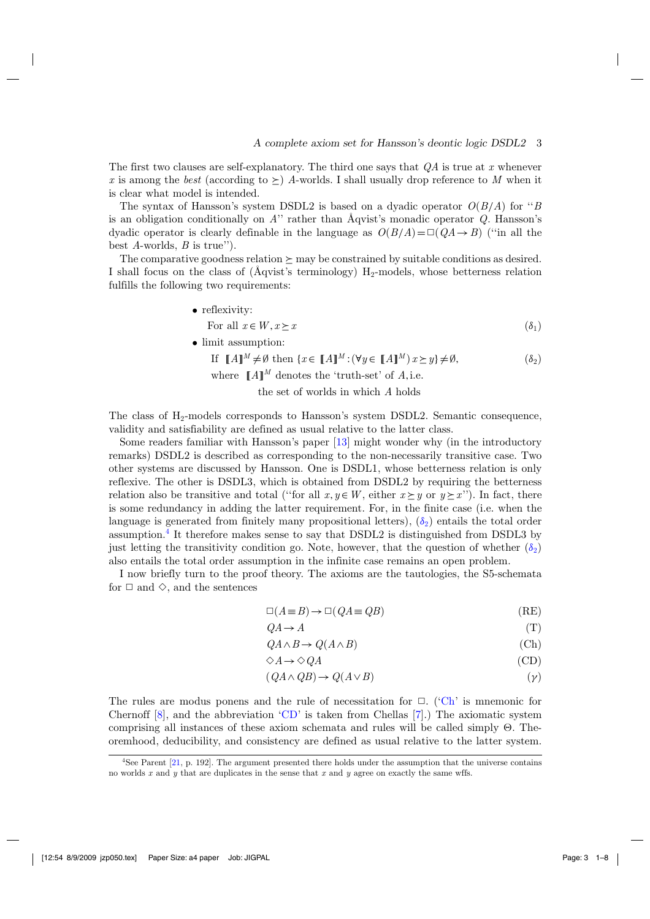The first two clauses are self-explanatory. The third one says that $QA$ is true at $x$ whenever $x$ is among the *best* (according to $\succeq$) $A$-worlds. I shall usually drop reference to $M$ when it is clear what model is intended.

The syntax of Hansson's system DSDL2 is based on a dyadic operator $O(B/A)$ for "$B$ is an obligation conditionally on $A$" rather than Åqvist's monadic operator $Q$. Hansson's dyadic operator is clearly definable in the language as $O(B/A) = \Box(QA \rightarrow B)$ ("in all the best $A$-worlds, $B$ is true").

The comparative goodness relation $\succeq$ may be constrained by suitable conditions as desired. I shall focus on the class of (Åqvist's terminology) $H_2$-models, whose betterness relation fulfills the following two requirements:

- reflexivity:

  For all $x \in W, x \succeq x$ $\quad (\delta_1)$

- limit assumption:

  If $[\![A]\!]^M \neq \emptyset$ then $\{x \in [\![A]\!]^M : (\forall y \in [\![A]\!]^M)\, x \succeq y\} \neq \emptyset$, $\quad (\delta_2)$

  where $[\![A]\!]^M$ denotes the 'truth-set' of $A$, i.e. the set of worlds in which $A$ holds

The class of $H_2$-models corresponds to Hansson's system DSDL2. Semantic consequence, validity and satisfiability are defined as usual relative to the latter class.

Some readers familiar with Hansson's paper [13] might wonder why (in the introductory remarks) DSDL2 is described as corresponding to the non-necessarily transitive case. Two other systems are discussed by Hansson. One is DSDL1, whose betterness relation is only reflexive. The other is DSDL3, which is obtained from DSDL2 by requiring the betterness relation also be transitive and total ("for all $x, y \in W$, either $x \succeq y$ or $y \succeq x$"). In fact, there is some redundancy in adding the latter requirement. For, in the finite case (i.e. when the language is generated from finitely many propositional letters), ($\delta_2$) entails the total order assumption.[4] It therefore makes sense to say that DSDL2 is distinguished from DSDL3 by just letting the transitivity condition go. Note, however, that the question of whether ($\delta_2$) also entails the total order assumption in the infinite case remains an open problem.

I now briefly turn to the proof theory. The axioms are the tautologies, the S5-schemata for $\Box$ and $\Diamond$, and the sentences

$$\Box(A \equiv B) \rightarrow \Box(QA \equiv QB) \quad \text{(RE)}$$

$$QA \rightarrow A \quad \text{(T)}$$

$$QA \wedge B \rightarrow Q(A \wedge B) \quad \text{(Ch)}$$

$$\Diamond A \rightarrow \Diamond QA \quad \text{(CD)}$$

$$(QA \wedge QB) \rightarrow Q(A \vee B) \quad (\gamma)$$

The rules are modus ponens and the rule of necessitation for $\Box$. ('Ch' is mnemonic for Chernoff [8], and the abbreviation 'CD' is taken from Chellas [7].) The axiomatic system comprising all instances of these axiom schemata and rules will be called simply $\Theta$. Theoremhood, deducibility, and consistency are defined as usual relative to the latter system.

[4] See Parent [21, p. 192]. The argument presented there holds under the assumption that the universe contains no worlds $x$ and $y$ that are duplicates in the sense that $x$ and $y$ agree on exactly the same wffs.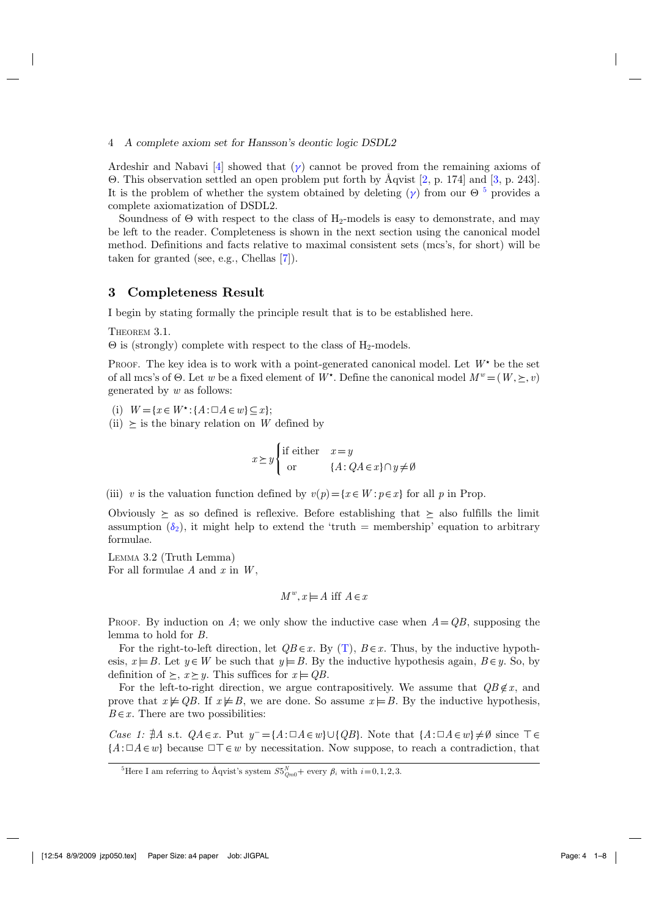Ardeshir and Nabavi [4] showed that ($\gamma$) cannot be proved from the remaining axioms of $\Theta$. This observation settled an open problem put forth by Åqvist [2, p. 174] and [3, p. 243]. It is the problem of whether the system obtained by deleting ($\gamma$) from our $\Theta$ [5] provides a complete axiomatization of DSDL2.

Soundness of $\Theta$ with respect to the class of $H_2$-models is easy to demonstrate, and may be left to the reader. Completeness is shown in the next section using the canonical model method. Definitions and facts relative to maximal consistent sets (mcs's, for short) will be taken for granted (see, e.g., Chellas [7]).

## 3 Completeness Result

I begin by stating formally the principle result that is to be established here.

Theorem 3.1.
$\Theta$ is (strongly) complete with respect to the class of $H_2$-models.

Proof. The key idea is to work with a point-generated canonical model. Let $W^\star$ be the set of all mcs's of $\Theta$. Let $w$ be a fixed element of $W^\star$. Define the canonical model $M^w = (W, \succeq, v)$ generated by $w$ as follows:

(i) $W = \{x \in W^\star : \{A : \Box A \in w\} \subseteq x\}$;

(ii) $\succeq$ is the binary relation on $W$ defined by

$$x \succeq y \begin{cases} \text{if either} & x = y \\ \text{or} & \{A : QA \in x\} \cap y \neq \emptyset \end{cases}$$

(iii) $v$ is the valuation function defined by $v(p) = \{x \in W : p \in x\}$ for all $p$ in Prop.

Obviously $\succeq$ as so defined is reflexive. Before establishing that $\succeq$ also fulfills the limit assumption ($\delta_2$), it might help to extend the 'truth = membership' equation to arbitrary formulae.

Lemma 3.2 (Truth Lemma)
For all formulae $A$ and $x$ in $W$,

$$M^w, x \models A \text{ iff } A \in x$$

Proof. By induction on $A$; we only show the inductive case when $A = QB$, supposing the lemma to hold for $B$.

For the right-to-left direction, let $QB \in x$. By (T), $B \in x$. Thus, by the inductive hypothesis, $x \models B$. Let $y \in W$ be such that $y \models B$. By the inductive hypothesis again, $B \in y$. So, by definition of $\succeq$, $x \succeq y$. This suffices for $x \models QB$.

For the left-to-right direction, we argue contrapositively. We assume that $QB \notin x$, and prove that $x \not\models QB$. If $x \not\models B$, we are done. So assume $x \models B$. By the inductive hypothesis, $B \in x$. There are two possibilities:

*Case 1:* $\nexists A$ s.t. $QA \in x$. Put $y^- = \{A : \Box A \in w\} \cup \{QB\}$. Note that $\{A : \Box A \in w\} \neq \emptyset$ since $\top \in \{A : \Box A \in w\}$ because $\Box\top \in w$ by necessitation. Now suppose, to reach a contradiction, that

[5] Here I am referring to Åqvist's system $S5^N_{Qm0}$+ every $\beta_i$ with $i = 0, 1, 2, 3$.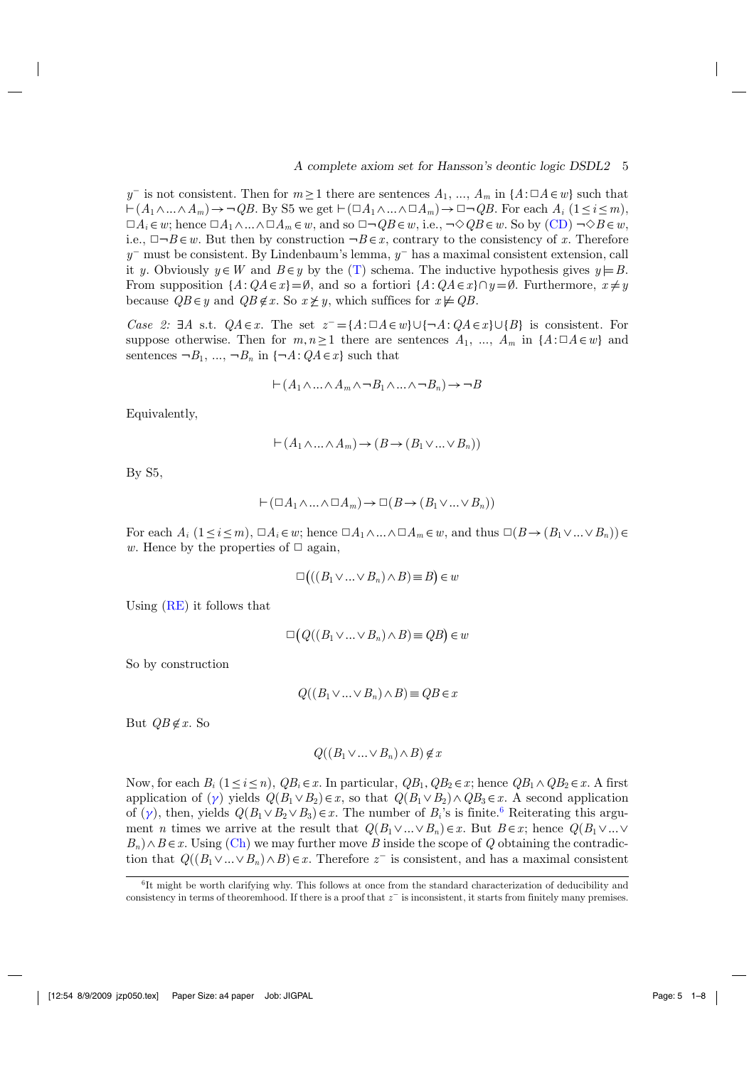$y^-$ is not consistent. Then for $m \geq 1$ there are sentences $A_1$, ..., $A_m$ in $\{A : \Box A \in w\}$ such that $\vdash (A_1 \wedge ... \wedge A_m) \rightarrow \neg QB$. By S5 we get $\vdash (\Box A_1 \wedge ... \wedge \Box A_m) \rightarrow \Box \neg QB$. For each $A_i$ $(1 \leq i \leq m)$, $\Box A_i \in w$; hence $\Box A_1 \wedge ... \wedge \Box A_m \in w$, and so $\Box \neg QB \in w$, i.e., $\neg \Diamond QB \in w$. So by (CD) $\neg \Diamond B \in w$, i.e., $\Box \neg B \in w$. But then by construction $\neg B \in x$, contrary to the consistency of $x$. Therefore $y^-$ must be consistent. By Lindenbaum's lemma, $y^-$ has a maximal consistent extension, call it $y$. Obviously $y \in W$ and $B \in y$ by the (T) schema. The inductive hypothesis gives $y \models B$. From supposition $\{A : QA \in x\} = \emptyset$, and so a fortiori $\{A : QA \in x\} \cap y = \emptyset$. Furthermore, $x \neq y$ because $QB \in y$ and $QB \notin x$. So $x \not\geq y$, which suffices for $x \not\models QB$.

*Case 2:* $\exists A$ s.t. $QA \in x$. The set $z^- = \{A : \Box A \in w\} \cup \{\neg A : QA \in x\} \cup \{B\}$ is consistent. For suppose otherwise. Then for $m, n \geq 1$ there are sentences $A_1$, ..., $A_m$ in $\{A : \Box A \in w\}$ and sentences $\neg B_1$, ..., $\neg B_n$ in $\{\neg A : QA \in x\}$ such that

$$\vdash (A_1 \wedge ... \wedge A_m \wedge \neg B_1 \wedge ... \wedge \neg B_n) \rightarrow \neg B$$

Equivalently,

$$\vdash (A_1 \wedge ... \wedge A_m) \rightarrow (B \rightarrow (B_1 \vee ... \vee B_n))$$

By S5,

$$\vdash (\Box A_1 \wedge ... \wedge \Box A_m) \rightarrow \Box (B \rightarrow (B_1 \vee ... \vee B_n))$$

For each $A_i$ $(1 \leq i \leq m)$, $\Box A_i \in w$; hence $\Box A_1 \wedge ... \wedge \Box A_m \in w$, and thus $\Box (B \rightarrow (B_1 \vee ... \vee B_n)) \in w$. Hence by the properties of $\Box$ again,

$$\Box \big( ((B_1 \vee ... \vee B_n) \wedge B) \equiv B \big) \in w$$

Using (RE) it follows that

$$\Box \big( Q((B_1 \vee ... \vee B_n) \wedge B) \equiv QB \big) \in w$$

So by construction

$$Q((B_1 \vee ... \vee B_n) \wedge B) \equiv QB \in x$$

But $QB \notin x$. So

$$Q((B_1 \vee ... \vee B_n) \wedge B) \notin x$$

Now, for each $B_i$ $(1 \leq i \leq n)$, $QB_i \in x$. In particular, $QB_1, QB_2 \in x$; hence $QB_1 \wedge QB_2 \in x$. A first application of ($\gamma$) yields $Q(B_1 \vee B_2) \in x$, so that $Q(B_1 \vee B_2) \wedge QB_3 \in x$. A second application of ($\gamma$), then, yields $Q(B_1 \vee B_2 \vee B_3) \in x$. The number of $B_i$'s is finite.[6] Reiterating this argument $n$ times we arrive at the result that $Q(B_1 \vee ... \vee B_n) \in x$. But $B \in x$; hence $Q(B_1 \vee ... \vee B_n) \wedge B \in x$. Using (Ch) we may further move $B$ inside the scope of $Q$ obtaining the contradiction that $Q((B_1 \vee ... \vee B_n) \wedge B) \in x$. Therefore $z^-$ is consistent, and has a maximal consistent

[6] It might be worth clarifying why. This follows at once from the standard characterization of deducibility and consistency in terms of theoremhood. If there is a proof that $z^-$ is inconsistent, it starts from finitely many premises.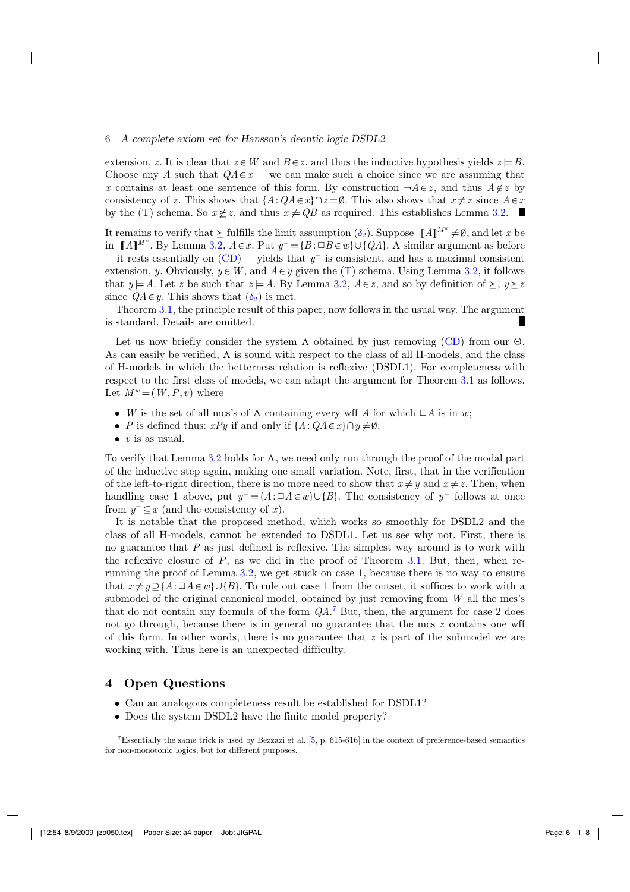extension, $z$. It is clear that $z \in W$ and $B \in z$, and thus the inductive hypothesis yields $z \models B$. Choose any $A$ such that $QA \in x$ – we can make such a choice since we are assuming that $x$ contains at least one sentence of this form. By construction $\neg A \in z$, and thus $A \notin z$ by consistency of $z$. This shows that $\{A : QA \in x\} \cap z = \emptyset$. This also shows that $x \neq z$ since $A \in x$ by the (T) schema. So $x \not\succeq z$, and thus $x \not\models QB$ as required. This establishes Lemma 3.2. ∎

It remains to verify that $\succeq$ fulfills the limit assumption ($\delta_2$). Suppose $[\![A]\!]^{M^w} \neq \emptyset$, and let $x$ be in $[\![A]\!]^{M^w}$. By Lemma 3.2, $A \in x$. Put $y^- = \{B : \Box B \in w\} \cup \{QA\}$. A similar argument as before – it rests essentially on (CD) – yields that $y^-$ is consistent, and has a maximal consistent extension, $y$. Obviously, $y \in W$, and $A \in y$ given the (T) schema. Using Lemma 3.2, it follows that $y \models A$. Let $z$ be such that $z \models A$. By Lemma 3.2, $A \in z$, and so by definition of $\succeq$, $y \succeq z$ since $QA \in y$. This shows that ($\delta_2$) is met.

Theorem 3.1, the principle result of this paper, now follows in the usual way. The argument is standard. Details are omitted. ∎

Let us now briefly consider the system $\Lambda$ obtained by just removing (CD) from our $\Theta$. As can easily be verified, $\Lambda$ is sound with respect to the class of all H-models, and the class of H-models in which the betterness relation is reflexive (DSDL1). For completeness with respect to the first class of models, we can adapt the argument for Theorem 3.1 as follows. Let $M^w = (W, P, v)$ where

- $W$ is the set of all mcs's of $\Lambda$ containing every wff $A$ for which $\Box A$ is in $w$;
- $P$ is defined thus: $xPy$ if and only if $\{A : QA \in x\} \cap y \neq \emptyset$;
- $v$ is as usual.

To verify that Lemma 3.2 holds for $\Lambda$, we need only run through the proof of the modal part of the inductive step again, making one small variation. Note, first, that in the verification of the left-to-right direction, there is no more need to show that $x \neq y$ and $x \neq z$. Then, when handling case 1 above, put $y^- = \{A : \Box A \in w\} \cup \{B\}$. The consistency of $y^-$ follows at once from $y^- \subseteq x$ (and the consistency of $x$).

It is notable that the proposed method, which works so smoothly for DSDL2 and the class of all H-models, cannot be extended to DSDL1. Let us see why not. First, there is no guarantee that $P$ as just defined is reflexive. The simplest way around is to work with the reflexive closure of $P$, as we did in the proof of Theorem 3.1. But, then, when re-running the proof of Lemma 3.2, we get stuck on case 1, because there is no way to ensure that $x \neq y \supseteq \{A : \Box A \in w\} \cup \{B\}$. To rule out case 1 from the outset, it suffices to work with a submodel of the original canonical model, obtained by just removing from $W$ all the mcs's that do not contain any formula of the form $QA$.[7] But, then, the argument for case 2 does not go through, because there is in general no guarantee that the mcs $z$ contains one wff of this form. In other words, there is no guarantee that $z$ is part of the submodel we are working with. Thus here is an unexpected difficulty.

## 4 Open Questions

- Can an analogous completeness result be established for DSDL1?
- Does the system DSDL2 have the finite model property?

[7] Essentially the same trick is used by Bezzazi et al. [5, p. 615-616] in the context of preference-based semantics for non-monotonic logics, but for different purposes.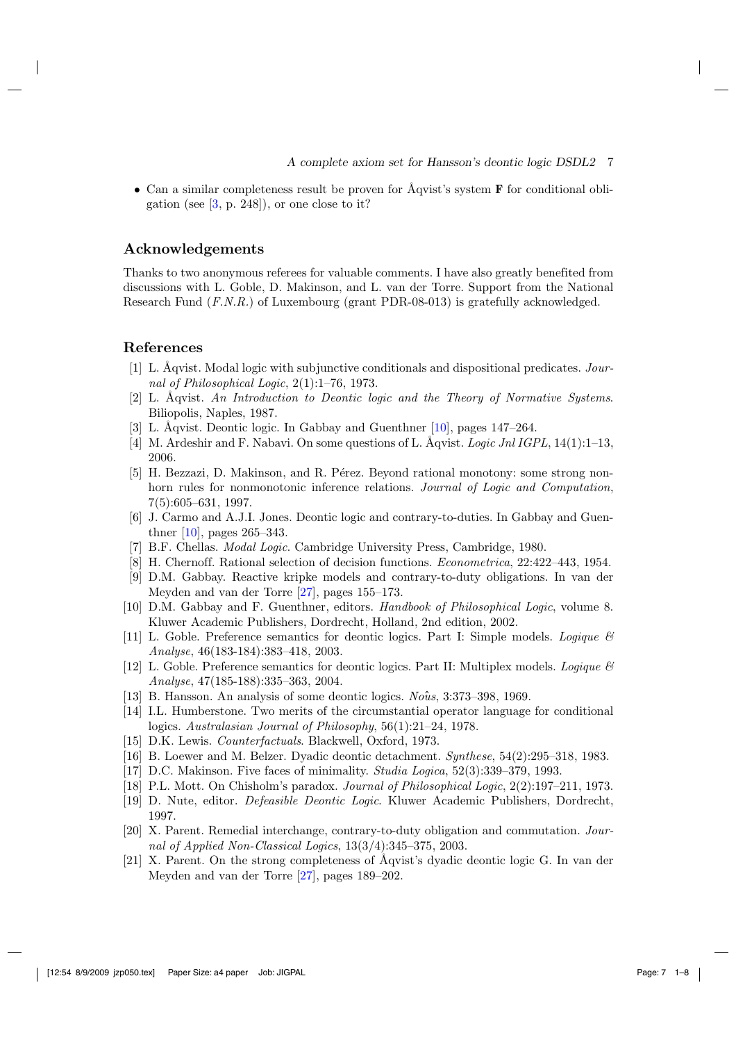- Can a similar completeness result be proven for Åqvist's system **F** for conditional obligation (see [3, p. 248]), or one close to it?

## Acknowledgements

Thanks to two anonymous referees for valuable comments. I have also greatly benefited from discussions with L. Goble, D. Makinson, and L. van der Torre. Support from the National Research Fund (*F.N.R.*) of Luxembourg (grant PDR-08-013) is gratefully acknowledged.

## References

[1] L. Åqvist. Modal logic with subjunctive conditionals and dispositional predicates. *Journal of Philosophical Logic*, 2(1):1–76, 1973.

[2] L. Åqvist. *An Introduction to Deontic logic and the Theory of Normative Systems*. Biliopolis, Naples, 1987.

[3] L. Åqvist. Deontic logic. In Gabbay and Guenthner [10], pages 147–264.

[4] M. Ardeshir and F. Nabavi. On some questions of L. Åqvist. *Logic Jnl IGPL*, 14(1):1–13, 2006.

[5] H. Bezzazi, D. Makinson, and R. Pérez. Beyond rational monotony: some strong non-horn rules for nonmonotonic inference relations. *Journal of Logic and Computation*, 7(5):605–631, 1997.

[6] J. Carmo and A.J.I. Jones. Deontic logic and contrary-to-duties. In Gabbay and Guenthner [10], pages 265–343.

[7] B.F. Chellas. *Modal Logic*. Cambridge University Press, Cambridge, 1980.

[8] H. Chernoff. Rational selection of decision functions. *Econometrica*, 22:422–443, 1954.

[9] D.M. Gabbay. Reactive kripke models and contrary-to-duty obligations. In van der Meyden and van der Torre [27], pages 155–173.

[10] D.M. Gabbay and F. Guenthner, editors. *Handbook of Philosophical Logic*, volume 8. Kluwer Academic Publishers, Dordrecht, Holland, 2nd edition, 2002.

[11] L. Goble. Preference semantics for deontic logics. Part I: Simple models. *Logique & Analyse*, 46(183-184):383–418, 2003.

[12] L. Goble. Preference semantics for deontic logics. Part II: Multiplex models. *Logique & Analyse*, 47(185-188):335–363, 2004.

[13] B. Hansson. An analysis of some deontic logics. *Noûs*, 3:373–398, 1969.

[14] I.L. Humberstone. Two merits of the circumstantial operator language for conditional logics. *Australasian Journal of Philosophy*, 56(1):21–24, 1978.

[15] D.K. Lewis. *Counterfactuals*. Blackwell, Oxford, 1973.

[16] B. Loewer and M. Belzer. Dyadic deontic detachment. *Synthese*, 54(2):295–318, 1983.

[17] D.C. Makinson. Five faces of minimality. *Studia Logica*, 52(3):339–379, 1993.

[18] P.L. Mott. On Chisholm's paradox. *Journal of Philosophical Logic*, 2(2):197–211, 1973.

[19] D. Nute, editor. *Defeasible Deontic Logic*. Kluwer Academic Publishers, Dordrecht, 1997.

[20] X. Parent. Remedial interchange, contrary-to-duty obligation and commutation. *Journal of Applied Non-Classical Logics*, 13(3/4):345–375, 2003.

[21] X. Parent. On the strong completeness of Åqvist's dyadic deontic logic G. In van der Meyden and van der Torre [27], pages 189–202.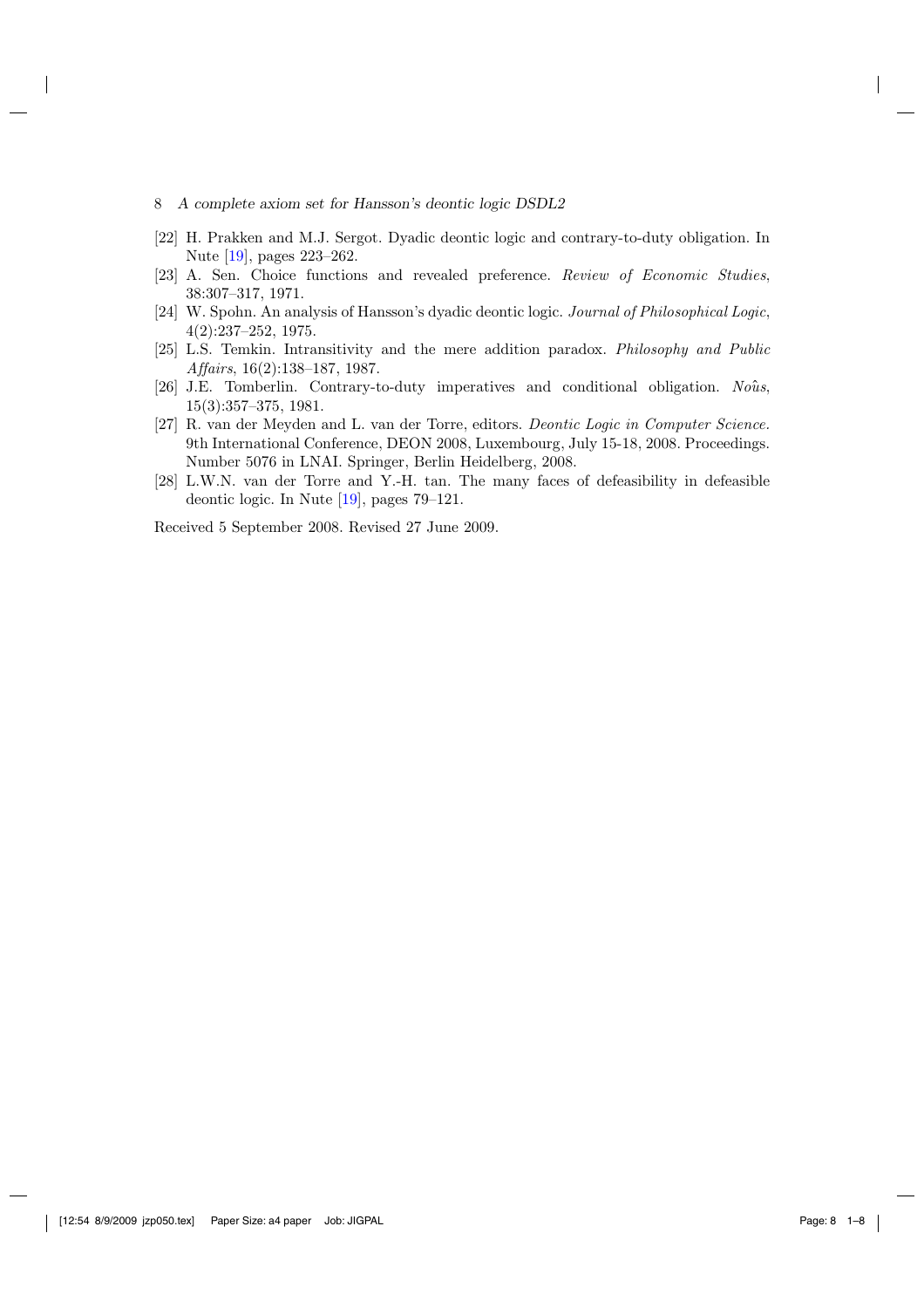[22] H. Prakken and M.J. Sergot. Dyadic deontic logic and contrary-to-duty obligation. In Nute [19], pages 223–262.

[23] A. Sen. Choice functions and revealed preference. *Review of Economic Studies*, 38:307–317, 1971.

[24] W. Spohn. An analysis of Hansson's dyadic deontic logic. *Journal of Philosophical Logic*, 4(2):237–252, 1975.

[25] L.S. Temkin. Intransitivity and the mere addition paradox. *Philosophy and Public Affairs*, 16(2):138–187, 1987.

[26] J.E. Tomberlin. Contrary-to-duty imperatives and conditional obligation. *Noûs*, 15(3):357–375, 1981.

[27] R. van der Meyden and L. van der Torre, editors. *Deontic Logic in Computer Science*. 9th International Conference, DEON 2008, Luxembourg, July 15-18, 2008. Proceedings. Number 5076 in LNAI. Springer, Berlin Heidelberg, 2008.

[28] L.W.N. van der Torre and Y.-H. tan. The many faces of defeasibility in defeasible deontic logic. In Nute [19], pages 79–121.

Received 5 September 2008. Revised 27 June 2009.